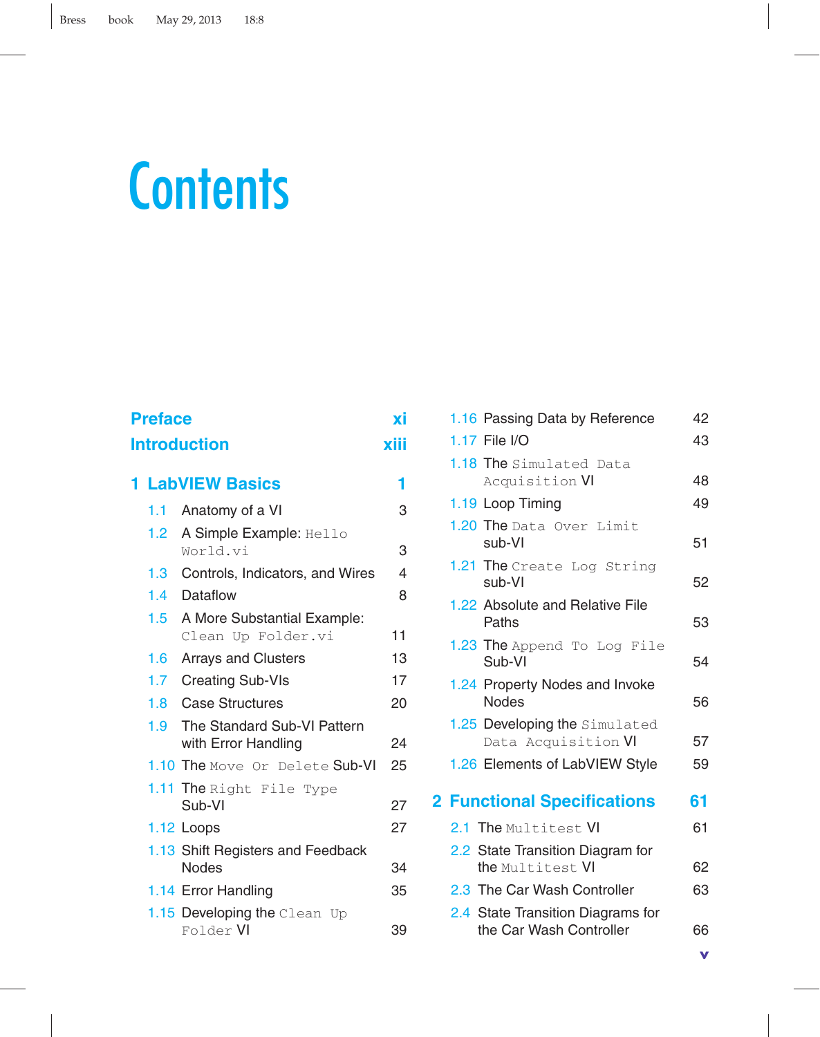# Contents

**Preface** xi

**Introduction** xiii

**1 LabVIEW Basics** 1

- 1.1 Anatomy of a VI 3
- 1.2 A Simple Example: `Hello World.vi` 3
- 1.3 Controls, Indicators, and Wires 4
- 1.4 Dataflow 8
- 1.5 A More Substantial Example: `Clean Up Folder.vi` 11
- 1.6 Arrays and Clusters 13
- 1.7 Creating Sub-VIs 17
- 1.8 Case Structures 20
- 1.9 The Standard Sub-VI Pattern with Error Handling 24
- 1.10 The `Move Or Delete` Sub-VI 25
- 1.11 The `Right File Type` Sub-VI 27
- 1.12 Loops 27
- 1.13 Shift Registers and Feedback Nodes 34
- 1.14 Error Handling 35
- 1.15 Developing the `Clean Up Folder` VI 39
- 1.16 Passing Data by Reference 42
- 1.17 File I/O 43
- 1.18 The `Simulated Data Acquisition` VI 48
- 1.19 Loop Timing 49
- 1.20 The `Data Over Limit` sub-VI 51
- 1.21 The `Create Log String` sub-VI 52
- 1.22 Absolute and Relative File Paths 53
- 1.23 The `Append To Log File` Sub-VI 54
- 1.24 Property Nodes and Invoke Nodes 56
- 1.25 Developing the `Simulated Data Acquisition` VI 57
- 1.26 Elements of LabVIEW Style 59

**2 Functional Specifications** 61

- 2.1 The `Multitest` VI 61
- 2.2 State Transition Diagram for the `Multitest` VI 62
- 2.3 The Car Wash Controller 63
- 2.4 State Transition Diagrams for the Car Wash Controller 66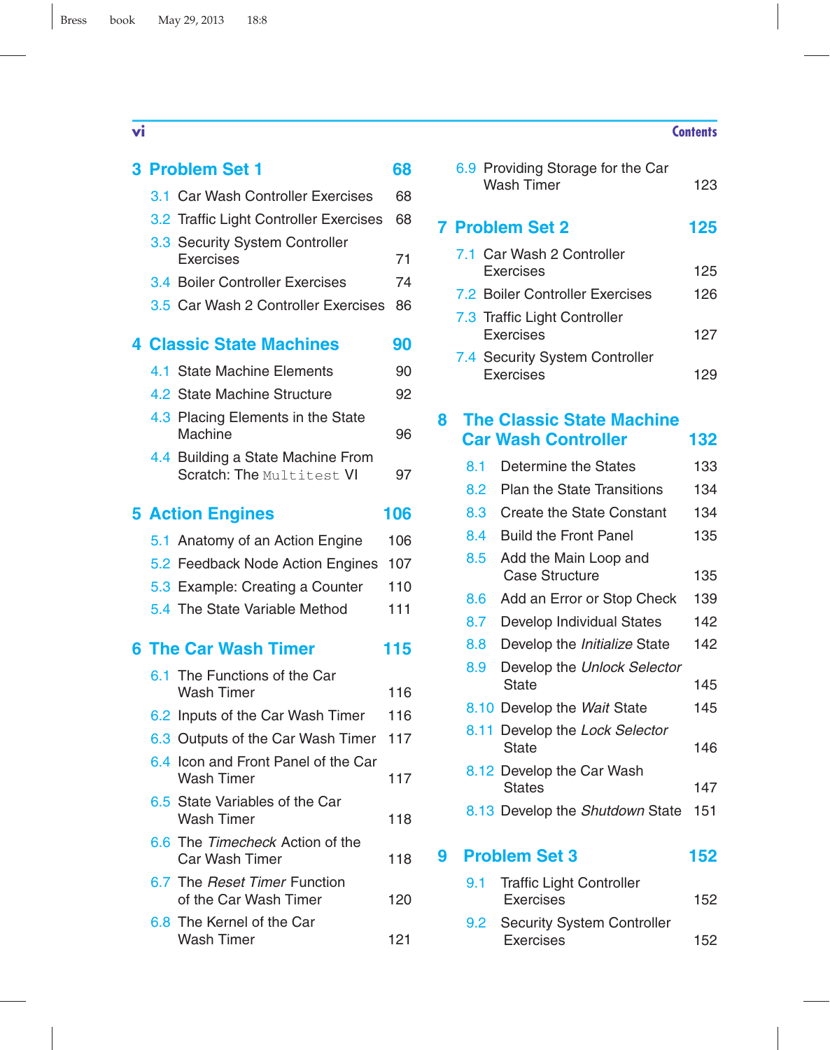# Contents

**3 Problem Set 1** — 68

- 3.1 Car Wash Controller Exercises — 68
- 3.2 Traffic Light Controller Exercises — 68
- 3.3 Security System Controller Exercises — 71
- 3.4 Boiler Controller Exercises — 74
- 3.5 Car Wash 2 Controller Exercises — 86

**4 Classic State Machines** — 90

- 4.1 State Machine Elements — 90
- 4.2 State Machine Structure — 92
- 4.3 Placing Elements in the State Machine — 96
- 4.4 Building a State Machine From Scratch: The `Multitest` VI — 97

**5 Action Engines** — 106

- 5.1 Anatomy of an Action Engine — 106
- 5.2 Feedback Node Action Engines — 107
- 5.3 Example: Creating a Counter — 110
- 5.4 The State Variable Method — 111

**6 The Car Wash Timer** — 115

- 6.1 The Functions of the Car Wash Timer — 116
- 6.2 Inputs of the Car Wash Timer — 116
- 6.3 Outputs of the Car Wash Timer — 117
- 6.4 Icon and Front Panel of the Car Wash Timer — 117
- 6.5 State Variables of the Car Wash Timer — 118
- 6.6 The *Timecheck* Action of the Car Wash Timer — 118
- 6.7 The *Reset Timer* Function of the Car Wash Timer — 120
- 6.8 The Kernel of the Car Wash Timer — 121
- 6.9 Providing Storage for the Car Wash Timer — 123

**7 Problem Set 2** — 125

- 7.1 Car Wash 2 Controller Exercises — 125
- 7.2 Boiler Controller Exercises — 126
- 7.3 Traffic Light Controller Exercises — 127
- 7.4 Security System Controller Exercises — 129

**8 The Classic State Machine Car Wash Controller** — 132

- 8.1 Determine the States — 133
- 8.2 Plan the State Transitions — 134
- 8.3 Create the State Constant — 134
- 8.4 Build the Front Panel — 135
- 8.5 Add the Main Loop and Case Structure — 135
- 8.6 Add an Error or Stop Check — 139
- 8.7 Develop Individual States — 142
- 8.8 Develop the *Initialize* State — 142
- 8.9 Develop the *Unlock Selector* State — 145
- 8.10 Develop the *Wait* State — 145
- 8.11 Develop the *Lock Selector* State — 146
- 8.12 Develop the Car Wash States — 147
- 8.13 Develop the *Shutdown* State — 151

**9 Problem Set 3** — 152

- 9.1 Traffic Light Controller Exercises — 152
- 9.2 Security System Controller Exercises — 152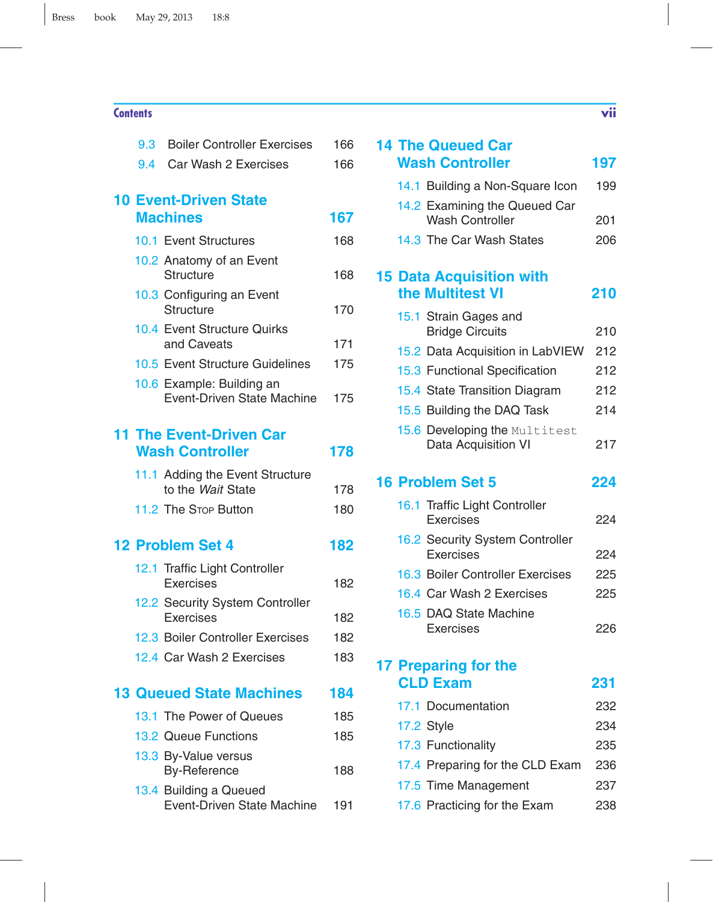## Contents

- 9.3 Boiler Controller Exercises 166
- 9.4 Car Wash 2 Exercises 166

**10 Event-Driven State Machines 167**

- 10.1 Event Structures 168
- 10.2 Anatomy of an Event Structure 168
- 10.3 Configuring an Event Structure 170
- 10.4 Event Structure Quirks and Caveats 171
- 10.5 Event Structure Guidelines 175
- 10.6 Example: Building an Event-Driven State Machine 175

**11 The Event-Driven Car Wash Controller 178**

- 11.1 Adding the Event Structure to the *Wait* State 178
- 11.2 The Stop Button 180

**12 Problem Set 4 182**

- 12.1 Traffic Light Controller Exercises 182
- 12.2 Security System Controller Exercises 182
- 12.3 Boiler Controller Exercises 182
- 12.4 Car Wash 2 Exercises 183

**13 Queued State Machines 184**

- 13.1 The Power of Queues 185
- 13.2 Queue Functions 185
- 13.3 By-Value versus By-Reference 188
- 13.4 Building a Queued Event-Driven State Machine 191

**14 The Queued Car Wash Controller 197**

- 14.1 Building a Non-Square Icon 199
- 14.2 Examining the Queued Car Wash Controller 201
- 14.3 The Car Wash States 206

**15 Data Acquisition with the Multitest VI 210**

- 15.1 Strain Gages and Bridge Circuits 210
- 15.2 Data Acquisition in LabVIEW 212
- 15.3 Functional Specification 212
- 15.4 State Transition Diagram 212
- 15.5 Building the DAQ Task 214
- 15.6 Developing the `Multitest` Data Acquisition VI 217

**16 Problem Set 5 224**

- 16.1 Traffic Light Controller Exercises 224
- 16.2 Security System Controller Exercises 224
- 16.3 Boiler Controller Exercises 225
- 16.4 Car Wash 2 Exercises 225
- 16.5 DAQ State Machine Exercises 226

**17 Preparing for the CLD Exam 231**

- 17.1 Documentation 232
- 17.2 Style 234
- 17.3 Functionality 235
- 17.4 Preparing for the CLD Exam 236
- 17.5 Time Management 237
- 17.6 Practicing for the Exam 238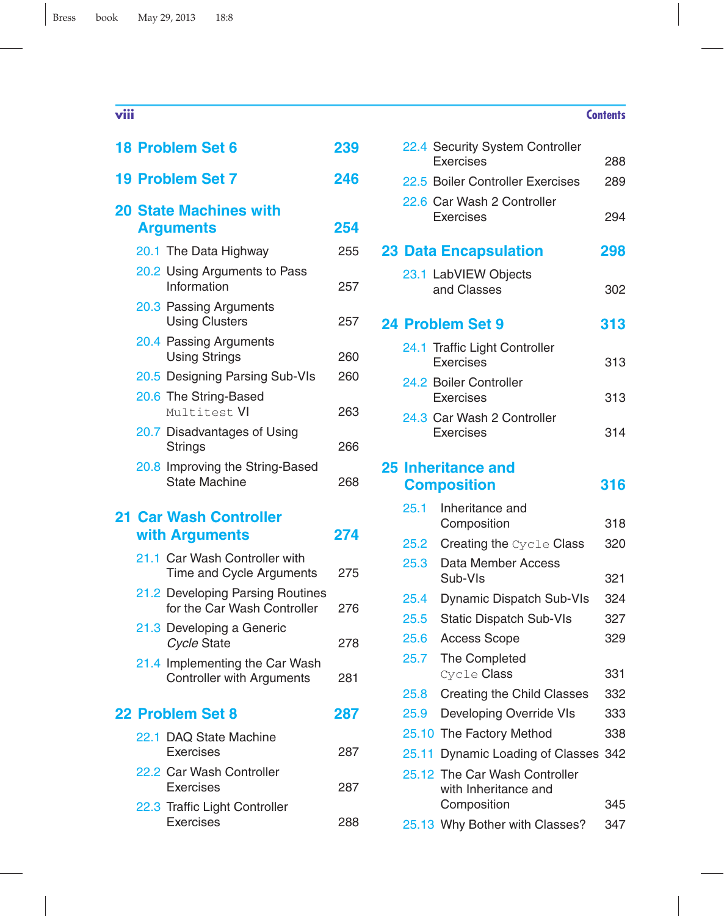**18 Problem Set 6** 239

**19 Problem Set 7** 246

**20 State Machines with Arguments** 254

- 20.1 The Data Highway 255
- 20.2 Using Arguments to Pass Information 257
- 20.3 Passing Arguments Using Clusters 257
- 20.4 Passing Arguments Using Strings 260
- 20.5 Designing Parsing Sub-VIs 260
- 20.6 The String-Based `Multitest` VI 263
- 20.7 Disadvantages of Using Strings 266
- 20.8 Improving the String-Based State Machine 268

**21 Car Wash Controller with Arguments** 274

- 21.1 Car Wash Controller with Time and Cycle Arguments 275
- 21.2 Developing Parsing Routines for the Car Wash Controller 276
- 21.3 Developing a Generic *Cycle* State 278
- 21.4 Implementing the Car Wash Controller with Arguments 281

**22 Problem Set 8** 287

- 22.1 DAQ State Machine Exercises 287
- 22.2 Car Wash Controller Exercises 287
- 22.3 Traffic Light Controller Exercises 288
- 22.4 Security System Controller Exercises 288
- 22.5 Boiler Controller Exercises 289
- 22.6 Car Wash 2 Controller Exercises 294

**23 Data Encapsulation** 298

- 23.1 LabVIEW Objects and Classes 302

**24 Problem Set 9** 313

- 24.1 Traffic Light Controller Exercises 313
- 24.2 Boiler Controller Exercises 313
- 24.3 Car Wash 2 Controller Exercises 314

**25 Inheritance and Composition** 316

- 25.1 Inheritance and Composition 318
- 25.2 Creating the `Cycle` Class 320
- 25.3 Data Member Access Sub-VIs 321
- 25.4 Dynamic Dispatch Sub-VIs 324
- 25.5 Static Dispatch Sub-VIs 327
- 25.6 Access Scope 329
- 25.7 The Completed `Cycle` Class 331
- 25.8 Creating the Child Classes 332
- 25.9 Developing Override VIs 333
- 25.10 The Factory Method 338
- 25.11 Dynamic Loading of Classes 342
- 25.12 The Car Wash Controller with Inheritance and Composition 345
- 25.13 Why Bother with Classes? 347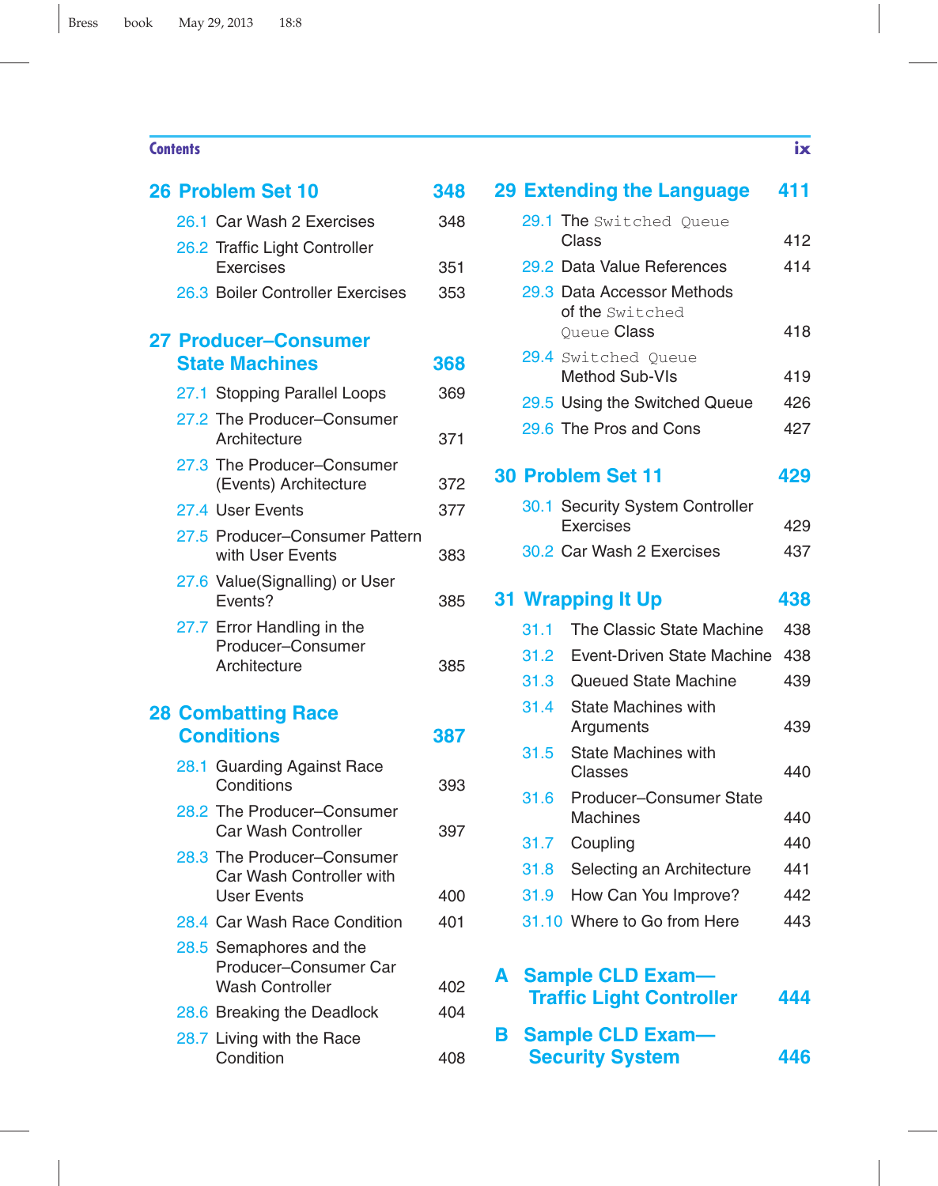## Contents

**26 Problem Set 10** 348

- 26.1 Car Wash 2 Exercises 348
- 26.2 Traffic Light Controller Exercises 351
- 26.3 Boiler Controller Exercises 353

**27 Producer–Consumer State Machines** 368

- 27.1 Stopping Parallel Loops 369
- 27.2 The Producer–Consumer Architecture 371
- 27.3 The Producer–Consumer (Events) Architecture 372
- 27.4 User Events 377
- 27.5 Producer–Consumer Pattern with User Events 383
- 27.6 Value(Signalling) or User Events? 385
- 27.7 Error Handling in the Producer–Consumer Architecture 385

**28 Combatting Race Conditions** 387

- 28.1 Guarding Against Race Conditions 393
- 28.2 The Producer–Consumer Car Wash Controller 397
- 28.3 The Producer–Consumer Car Wash Controller with User Events 400
- 28.4 Car Wash Race Condition 401
- 28.5 Semaphores and the Producer–Consumer Car Wash Controller 402
- 28.6 Breaking the Deadlock 404
- 28.7 Living with the Race Condition 408

**29 Extending the Language** 411

- 29.1 The `Switched Queue` Class 412
- 29.2 Data Value References 414
- 29.3 Data Accessor Methods of the `Switched Queue` Class 418
- 29.4 `Switched Queue` Method Sub-VIs 419
- 29.5 Using the Switched Queue 426
- 29.6 The Pros and Cons 427

**30 Problem Set 11** 429

- 30.1 Security System Controller Exercises 429
- 30.2 Car Wash 2 Exercises 437

**31 Wrapping It Up** 438

- 31.1 The Classic State Machine 438
- 31.2 Event-Driven State Machine 438
- 31.3 Queued State Machine 439
- 31.4 State Machines with Arguments 439
- 31.5 State Machines with Classes 440
- 31.6 Producer–Consumer State Machines 440
- 31.7 Coupling 440
- 31.8 Selecting an Architecture 441
- 31.9 How Can You Improve? 442
- 31.10 Where to Go from Here 443

**A Sample CLD Exam—Traffic Light Controller** 444

**B Sample CLD Exam—Security System** 446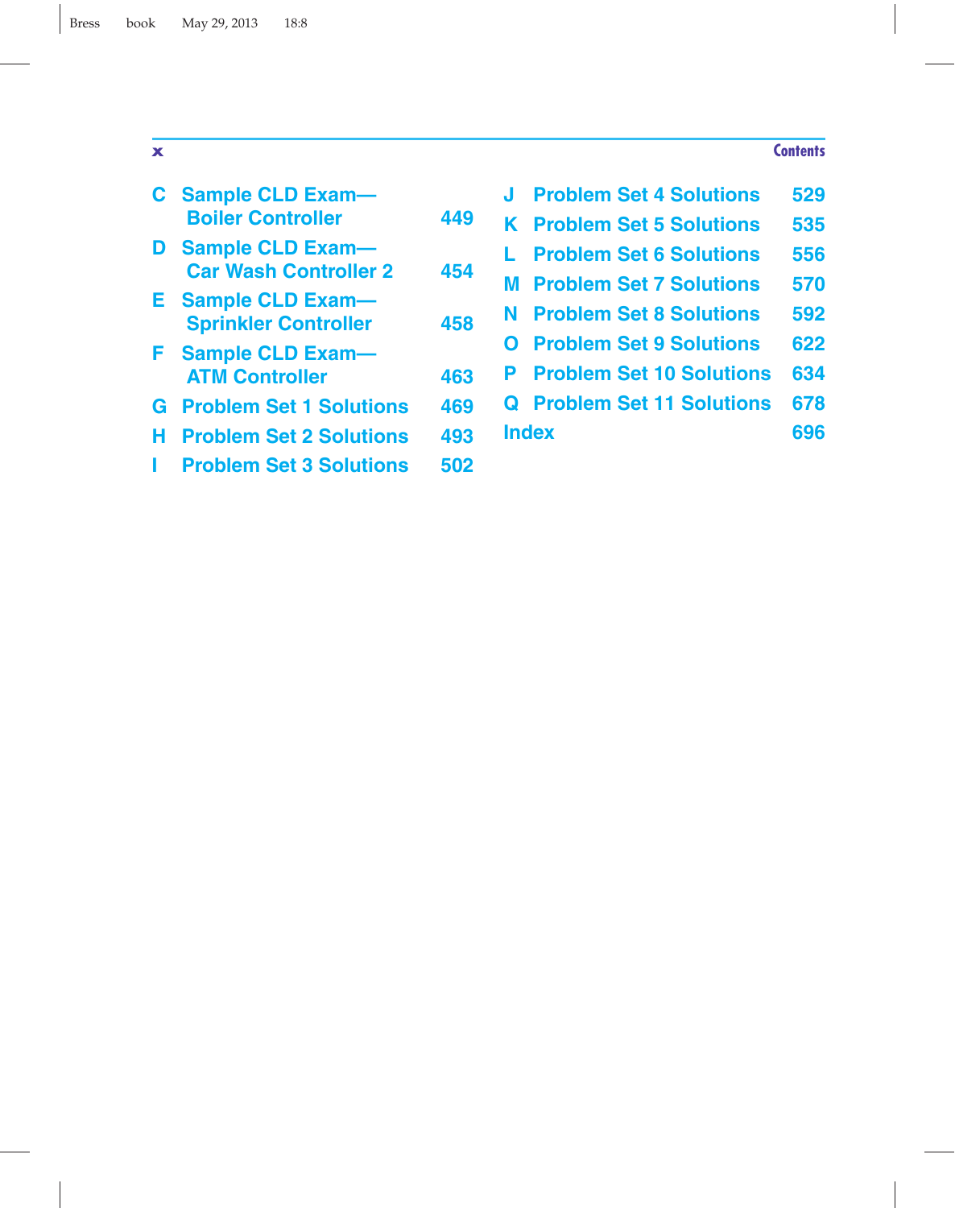C Sample CLD Exam—Boiler Controller 449

D Sample CLD Exam—Car Wash Controller 2 454

E Sample CLD Exam—Sprinkler Controller 458

F Sample CLD Exam—ATM Controller 463

G Problem Set 1 Solutions 469

H Problem Set 2 Solutions 493

I Problem Set 3 Solutions 502

J Problem Set 4 Solutions 529

K Problem Set 5 Solutions 535

L Problem Set 6 Solutions 556

M Problem Set 7 Solutions 570

N Problem Set 8 Solutions 592

O Problem Set 9 Solutions 622

P Problem Set 10 Solutions 634

Q Problem Set 11 Solutions 678

Index 696